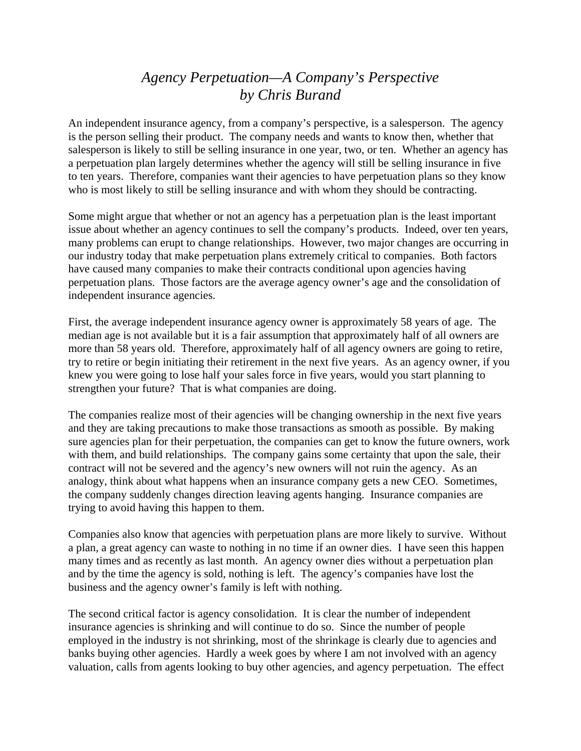# *Agency Perpetuation—A Company's Perspective*
# *by Chris Burand*

An independent insurance agency, from a company's perspective, is a salesperson. The agency is the person selling their product. The company needs and wants to know then, whether that salesperson is likely to still be selling insurance in one year, two, or ten. Whether an agency has a perpetuation plan largely determines whether the agency will still be selling insurance in five to ten years. Therefore, companies want their agencies to have perpetuation plans so they know who is most likely to still be selling insurance and with whom they should be contracting.

Some might argue that whether or not an agency has a perpetuation plan is the least important issue about whether an agency continues to sell the company's products. Indeed, over ten years, many problems can erupt to change relationships. However, two major changes are occurring in our industry today that make perpetuation plans extremely critical to companies. Both factors have caused many companies to make their contracts conditional upon agencies having perpetuation plans. Those factors are the average agency owner's age and the consolidation of independent insurance agencies.

First, the average independent insurance agency owner is approximately 58 years of age. The median age is not available but it is a fair assumption that approximately half of all owners are more than 58 years old. Therefore, approximately half of all agency owners are going to retire, try to retire or begin initiating their retirement in the next five years. As an agency owner, if you knew you were going to lose half your sales force in five years, would you start planning to strengthen your future? That is what companies are doing.

The companies realize most of their agencies will be changing ownership in the next five years and they are taking precautions to make those transactions as smooth as possible. By making sure agencies plan for their perpetuation, the companies can get to know the future owners, work with them, and build relationships. The company gains some certainty that upon the sale, their contract will not be severed and the agency's new owners will not ruin the agency. As an analogy, think about what happens when an insurance company gets a new CEO. Sometimes, the company suddenly changes direction leaving agents hanging. Insurance companies are trying to avoid having this happen to them.

Companies also know that agencies with perpetuation plans are more likely to survive. Without a plan, a great agency can waste to nothing in no time if an owner dies. I have seen this happen many times and as recently as last month. An agency owner dies without a perpetuation plan and by the time the agency is sold, nothing is left. The agency's companies have lost the business and the agency owner's family is left with nothing.

The second critical factor is agency consolidation. It is clear the number of independent insurance agencies is shrinking and will continue to do so. Since the number of people employed in the industry is not shrinking, most of the shrinkage is clearly due to agencies and banks buying other agencies. Hardly a week goes by where I am not involved with an agency valuation, calls from agents looking to buy other agencies, and agency perpetuation. The effect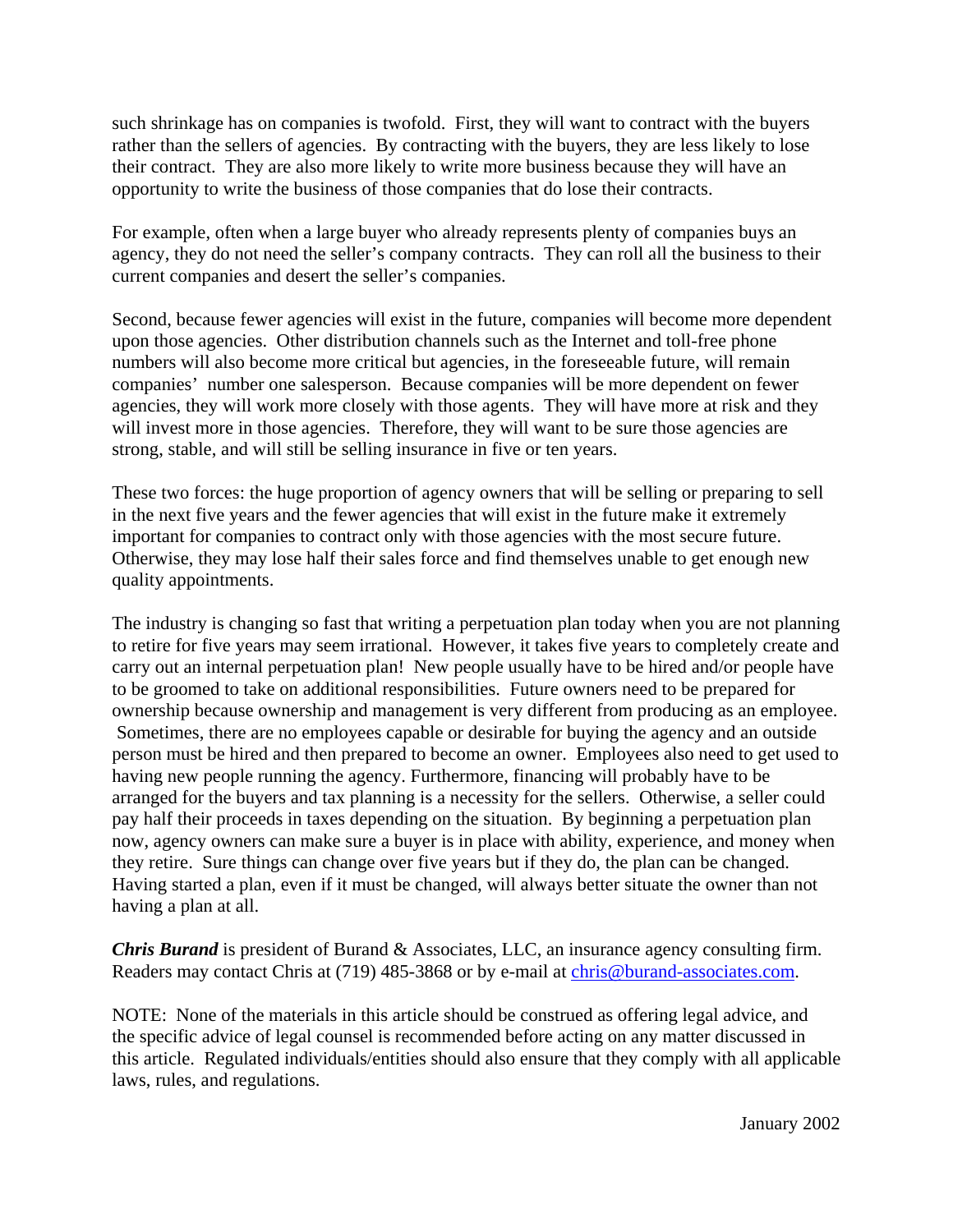such shrinkage has on companies is twofold. First, they will want to contract with the buyers rather than the sellers of agencies. By contracting with the buyers, they are less likely to lose their contract. They are also more likely to write more business because they will have an opportunity to write the business of those companies that do lose their contracts.

For example, often when a large buyer who already represents plenty of companies buys an agency, they do not need the seller's company contracts. They can roll all the business to their current companies and desert the seller's companies.

Second, because fewer agencies will exist in the future, companies will become more dependent upon those agencies. Other distribution channels such as the Internet and toll-free phone numbers will also become more critical but agencies, in the foreseeable future, will remain companies' number one salesperson. Because companies will be more dependent on fewer agencies, they will work more closely with those agents. They will have more at risk and they will invest more in those agencies. Therefore, they will want to be sure those agencies are strong, stable, and will still be selling insurance in five or ten years.

These two forces: the huge proportion of agency owners that will be selling or preparing to sell in the next five years and the fewer agencies that will exist in the future make it extremely important for companies to contract only with those agencies with the most secure future. Otherwise, they may lose half their sales force and find themselves unable to get enough new quality appointments.

The industry is changing so fast that writing a perpetuation plan today when you are not planning to retire for five years may seem irrational. However, it takes five years to completely create and carry out an internal perpetuation plan! New people usually have to be hired and/or people have to be groomed to take on additional responsibilities. Future owners need to be prepared for ownership because ownership and management is very different from producing as an employee. Sometimes, there are no employees capable or desirable for buying the agency and an outside person must be hired and then prepared to become an owner. Employees also need to get used to having new people running the agency. Furthermore, financing will probably have to be arranged for the buyers and tax planning is a necessity for the sellers. Otherwise, a seller could pay half their proceeds in taxes depending on the situation. By beginning a perpetuation plan now, agency owners can make sure a buyer is in place with ability, experience, and money when they retire. Sure things can change over five years but if they do, the plan can be changed. Having started a plan, even if it must be changed, will always better situate the owner than not having a plan at all.

***Chris Burand*** is president of Burand & Associates, LLC, an insurance agency consulting firm. Readers may contact Chris at (719) 485-3868 or by e-mail at chris@burand-associates.com.

NOTE: None of the materials in this article should be construed as offering legal advice, and the specific advice of legal counsel is recommended before acting on any matter discussed in this article. Regulated individuals/entities should also ensure that they comply with all applicable laws, rules, and regulations.

January 2002